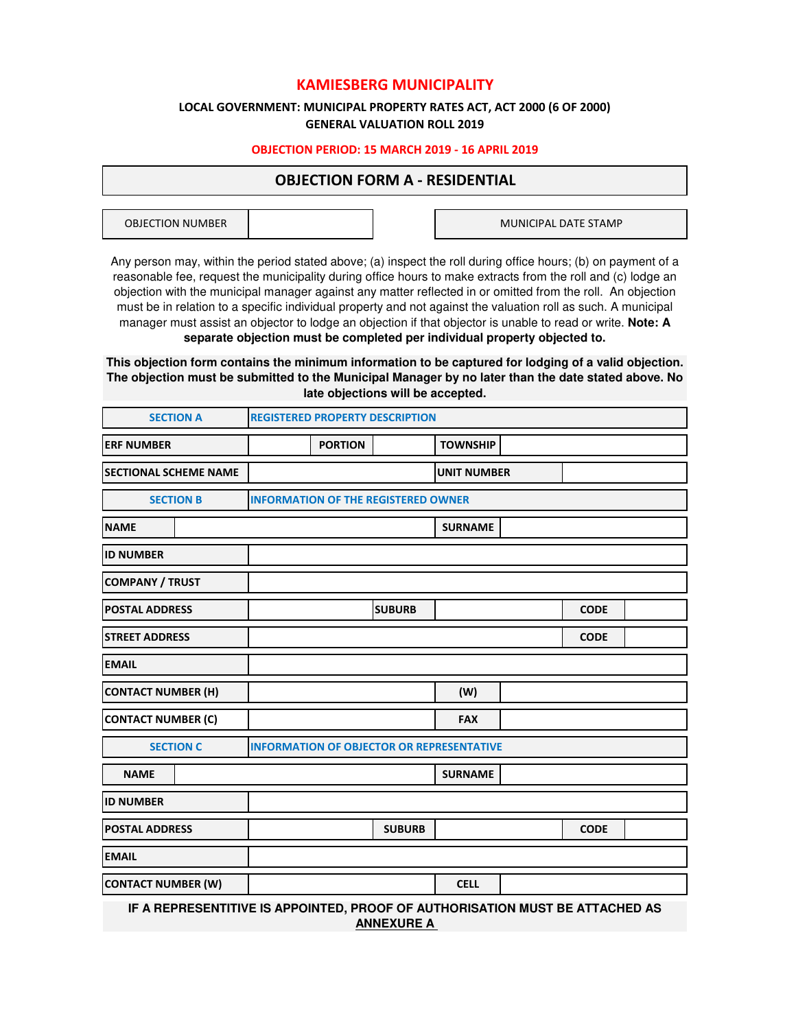# KAMIESBERG MUNICIPALITY

**LOCAL GOVERNMENT: MUNICIPAL PROPERTY RATES ACT, ACT 2000 (6 OF 2000)**
**GENERAL VALUATION ROLL 2019**

**OBJECTION PERIOD: 15 MARCH 2019 - 16 APRIL 2019**

## OBJECTION FORM A - RESIDENTIAL

| OBJECTION NUMBER | | | MUNICIPAL DATE STAMP |
|---|---|---|---|

Any person may, within the period stated above; (a) inspect the roll during office hours; (b) on payment of a reasonable fee, request the municipality during office hours to make extracts from the roll and (c) lodge an objection with the municipal manager against any matter reflected in or omitted from the roll. An objection must be in relation to a specific individual property and not against the valuation roll as such. A municipal manager must assist an objector to lodge an objection if that objector is unable to read or write. **Note: A separate objection must be completed per individual property objected to.**

**This objection form contains the minimum information to be captured for lodging of a valid objection. The objection must be submitted to the Municipal Manager by no later than the date stated above. No late objections will be accepted.**

| SECTION A | REGISTERED PROPERTY DESCRIPTION | | | | |
|---|---|---|---|---|---|
| **ERF NUMBER** | | **PORTION** | | **TOWNSHIP** | |
| **SECTIONAL SCHEME NAME** | | | | **UNIT NUMBER** | |

| SECTION B | INFORMATION OF THE REGISTERED OWNER | | | | |
|---|---|---|---|---|---|
| **NAME** | | | | **SURNAME** | |
| **ID NUMBER** | | | | | |
| **COMPANY / TRUST** | | | | | |
| **POSTAL ADDRESS** | | **SUBURB** | | **CODE** | |
| **STREET ADDRESS** | | | | **CODE** | |
| **EMAIL** | | | | | |
| **CONTACT NUMBER (H)** | | | | **(W)** | |
| **CONTACT NUMBER (C)** | | | | **FAX** | |

| SECTION C | INFORMATION OF OBJECTOR OR REPRESENTATIVE | | | | |
|---|---|---|---|---|---|
| **NAME** | | | | **SURNAME** | |
| **ID NUMBER** | | | | | |
| **POSTAL ADDRESS** | | **SUBURB** | | **CODE** | |
| **EMAIL** | | | | | |
| **CONTACT NUMBER (W)** | | | | **CELL** | |

**IF A REPRESENTITIVE IS APPOINTED, PROOF OF AUTHORISATION MUST BE ATTACHED AS ANNEXURE A**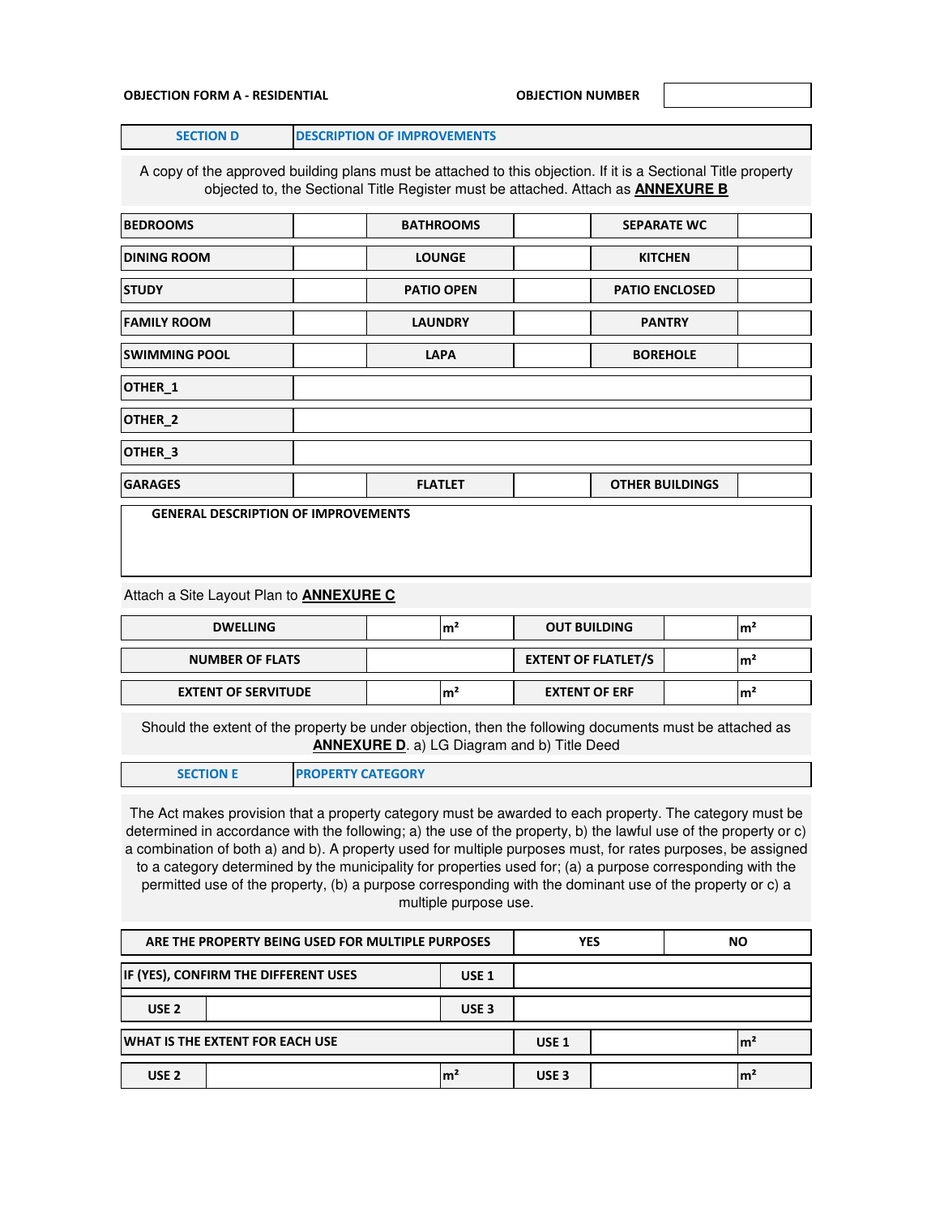**OBJECTION FORM A - RESIDENTIAL**

**OBJECTION NUMBER**

| SECTION D | DESCRIPTION OF IMPROVEMENTS |
|---|---|

A copy of the approved building plans must be attached to this objection. If it is a Sectional Title property objected to, the Sectional Title Register must be attached. Attach as **ANNEXURE B**

| BEDROOMS | | BATHROOMS | | SEPARATE WC | |
|---|---|---|---|---|---|
| DINING ROOM | | LOUNGE | | KITCHEN | |
| STUDY | | PATIO OPEN | | PATIO ENCLOSED | |
| FAMILY ROOM | | LAUNDRY | | PANTRY | |
| SWIMMING POOL | | LAPA | | BOREHOLE | |
| OTHER_1 | | | | | |
| OTHER_2 | | | | | |
| OTHER_3 | | | | | |
| GARAGES | | FLATLET | | OTHER BUILDINGS | |

**GENERAL DESCRIPTION OF IMPROVEMENTS**

Attach a Site Layout Plan to **ANNEXURE C**

| DWELLING | | m² | OUT BUILDING | | m² |
|---|---|---|---|---|---|
| NUMBER OF FLATS | | | EXTENT OF FLATLET/S | | m² |
| EXTENT OF SERVITUDE | | m² | EXTENT OF ERF | | m² |

Should the extent of the property be under objection, then the following documents must be attached as **ANNEXURE D**. a) LG Diagram and b) Title Deed

| SECTION E | PROPERTY CATEGORY |
|---|---|

The Act makes provision that a property category must be awarded to each property. The category must be determined in accordance with the following; a) the use of the property, b) the lawful use of the property or c) a combination of both a) and b). A property used for multiple purposes must, for rates purposes, be assigned to a category determined by the municipality for properties used for; (a) a purpose corresponding with the permitted use of the property, (b) a purpose corresponding with the dominant use of the property or c) a multiple purpose use.

| ARE THE PROPERTY BEING USED FOR MULTIPLE PURPOSES | YES | NO |
|---|---|---|

| IF (YES), CONFIRM THE DIFFERENT USES | | USE 1 | |
|---|---|---|---|
| USE 2 | | USE 3 | |

| WHAT IS THE EXTENT FOR EACH USE | | | USE 1 | | m² |
|---|---|---|---|---|---|
| USE 2 | | m² | USE 3 | | m² |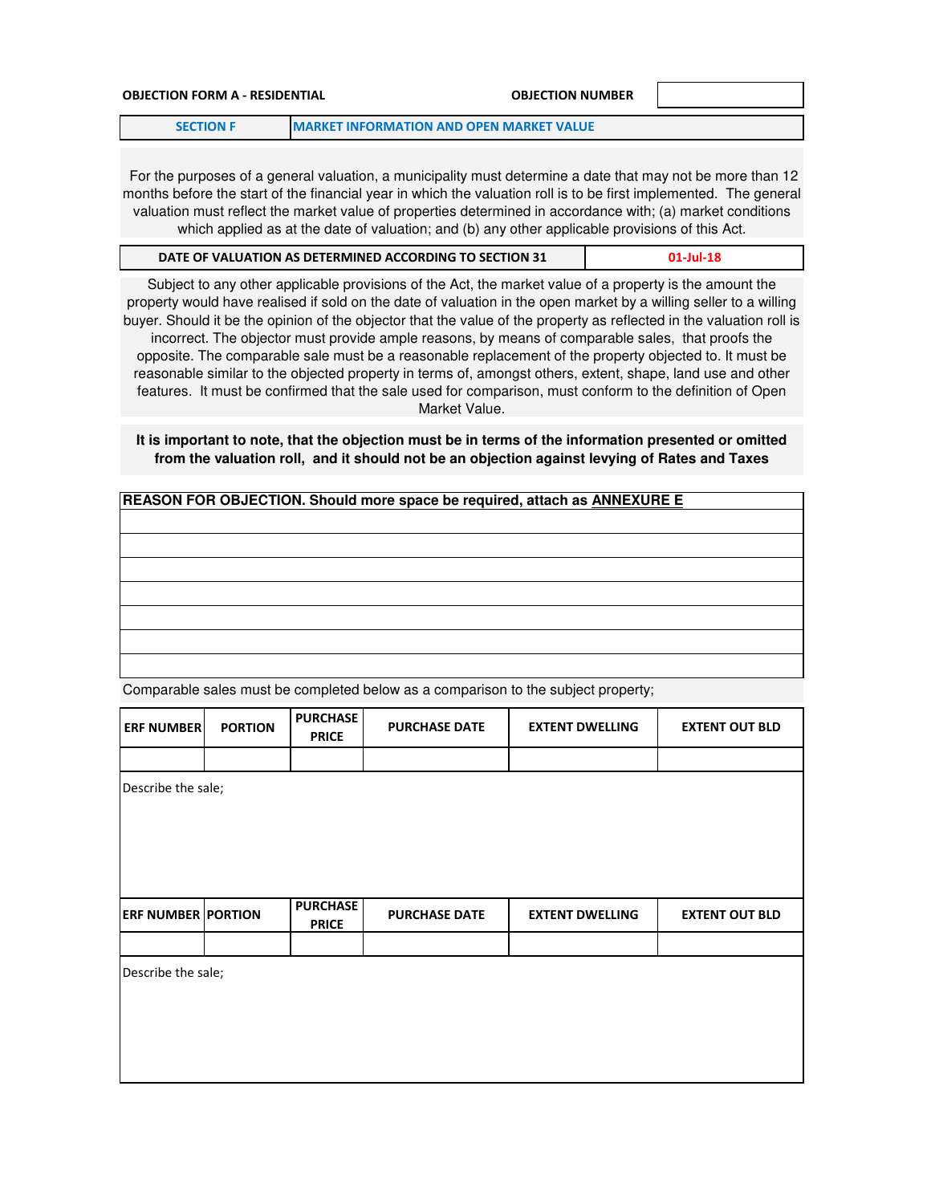**OBJECTION FORM A - RESIDENTIAL** | **OBJECTION NUMBER**

| **SECTION F** | **MARKET INFORMATION AND OPEN MARKET VALUE** |
|---|---|

For the purposes of a general valuation, a municipality must determine a date that may not be more than 12 months before the start of the financial year in which the valuation roll is to be first implemented. The general valuation must reflect the market value of properties determined in accordance with; (a) market conditions which applied as at the date of valuation; and (b) any other applicable provisions of this Act.

| **DATE OF VALUATION AS DETERMINED ACCORDING TO SECTION 31** | **01-Jul-18** |
|---|---|

Subject to any other applicable provisions of the Act, the market value of a property is the amount the property would have realised if sold on the date of valuation in the open market by a willing seller to a willing buyer. Should it be the opinion of the objector that the value of the property as reflected in the valuation roll is incorrect. The objector must provide ample reasons, by means of comparable sales, that proofs the opposite. The comparable sale must be a reasonable replacement of the property objected to. It must be reasonable similar to the objected property in terms of, amongst others, extent, shape, land use and other features. It must be confirmed that the sale used for comparison, must conform to the definition of Open Market Value.

**It is important to note, that the objection must be in terms of the information presented or omitted from the valuation roll, and it should not be an objection against levying of Rates and Taxes**

| **REASON FOR OBJECTION. Should more space be required, attach as ANNEXURE E** |
|---|
| |
| |
| |
| |
| |
| |
| |

Comparable sales must be completed below as a comparison to the subject property;

| ERF NUMBER | PORTION | PURCHASE PRICE | PURCHASE DATE | EXTENT DWELLING | EXTENT OUT BLD |
|---|---|---|---|---|---|
| | | | | | |

Describe the sale;

| ERF NUMBER | PORTION | PURCHASE PRICE | PURCHASE DATE | EXTENT DWELLING | EXTENT OUT BLD |
|---|---|---|---|---|---|
| | | | | | |

Describe the sale;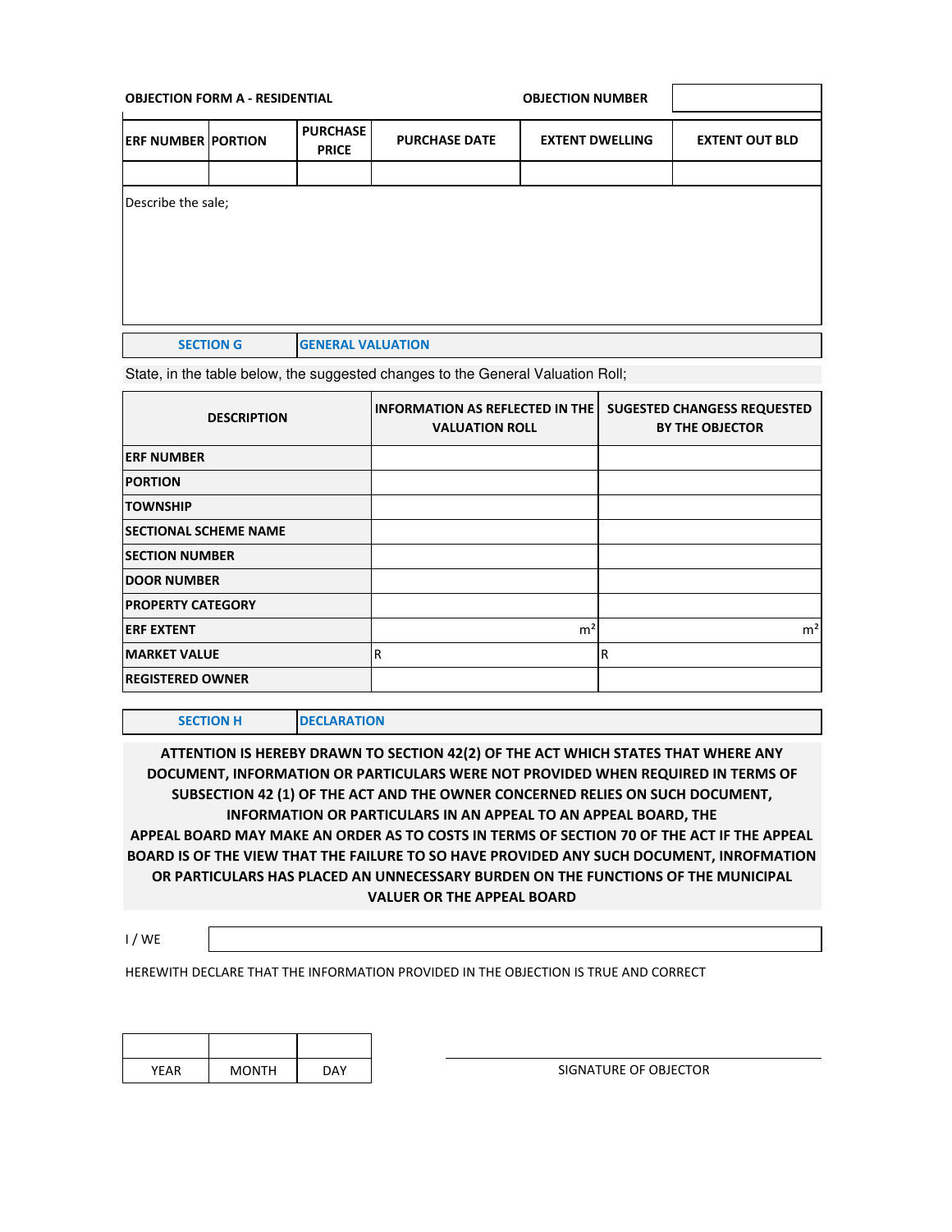**OBJECTION FORM A - RESIDENTIAL** | **OBJECTION NUMBER** ____________

| ERF NUMBER | PORTION | PURCHASE PRICE | PURCHASE DATE | EXTENT DWELLING | EXTENT OUT BLD |
|---|---|---|---|---|---|
| | | | | | |

Describe the sale;

| SECTION G | GENERAL VALUATION |
|---|---|

State, in the table below, the suggested changes to the General Valuation Roll;

| DESCRIPTION | INFORMATION AS REFLECTED IN THE VALUATION ROLL | SUGESTED CHANGESS REQUESTED BY THE OBJECTOR |
|---|---|---|
| ERF NUMBER | | |
| PORTION | | |
| TOWNSHIP | | |
| SECTIONAL SCHEME NAME | | |
| SECTION NUMBER | | |
| DOOR NUMBER | | |
| PROPERTY CATEGORY | | |
| ERF EXTENT | $m^2$ | $m^2$ |
| MARKET VALUE | R | R |
| REGISTERED OWNER | | |

| SECTION H | DECLARATION |
|---|---|

**ATTENTION IS HEREBY DRAWN TO SECTION 42(2) OF THE ACT WHICH STATES THAT WHERE ANY DOCUMENT, INFORMATION OR PARTICULARS WERE NOT PROVIDED WHEN REQUIRED IN TERMS OF SUBSECTION 42 (1) OF THE ACT AND THE OWNER CONCERNED RELIES ON SUCH DOCUMENT, INFORMATION OR PARTICULARS IN AN APPEAL TO AN APPEAL BOARD, THE APPEAL BOARD MAY MAKE AN ORDER AS TO COSTS IN TERMS OF SECTION 70 OF THE ACT IF THE APPEAL BOARD IS OF THE VIEW THAT THE FAILURE TO SO HAVE PROVIDED ANY SUCH DOCUMENT, INROFMATION OR PARTICULARS HAS PLACED AN UNNECESSARY BURDEN ON THE FUNCTIONS OF THE MUNICIPAL VALUER OR THE APPEAL BOARD**

I / WE ____________________________________________

HEREWITH DECLARE THAT THE INFORMATION PROVIDED IN THE OBJECTION IS TRUE AND CORRECT

| | | |
|---|---|---|
| YEAR | MONTH | DAY |

____________________________________________
SIGNATURE OF OBJECTOR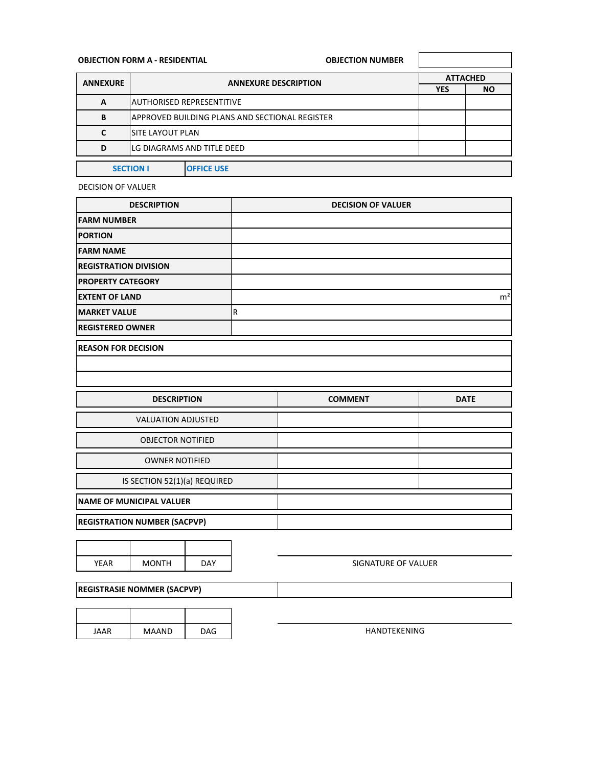**OBJECTION FORM A - RESIDENTIAL** **OBJECTION NUMBER**

| ANNEXURE | ANNEXURE DESCRIPTION | ATTACHED | |
|---|---|---|---|
| | | YES | NO |
| A | AUTHORISED REPRESENTITIVE | | |
| B | APPROVED BUILDING PLANS AND SECTIONAL REGISTER | | |
| C | SITE LAYOUT PLAN | | |
| D | LG DIAGRAMS AND TITLE DEED | | |

| SECTION I | OFFICE USE |
|---|---|

DECISION OF VALUER

| DESCRIPTION | DECISION OF VALUER |
|---|---|
| **FARM NUMBER** | |
| **PORTION** | |
| **FARM NAME** | |
| **REGISTRATION DIVISION** | |
| **PROPERTY CATEGORY** | |
| **EXTENT OF LAND** | $m^2$ |
| **MARKET VALUE** | R |
| **REGISTERED OWNER** | |

| REASON FOR DECISION |
|---|
| |
| |

| DESCRIPTION | COMMENT | DATE |
|---|---|---|
| VALUATION ADJUSTED | | |
| OBJECTOR NOTIFIED | | |
| OWNER NOTIFIED | | |
| IS SECTION 52(1)(a) REQUIRED | | |

| | |
|---|---|
| **NAME OF MUNICIPAL VALUER** | |
| **REGISTRATION NUMBER (SACPVP)** | |

| | | |
|---|---|---|
| | | |
| YEAR | MONTH | DAY |

SIGNATURE OF VALUER

| | |
|---|---|
| **REGISTRASIE NOMMER (SACPVP)** | |

| | | |
|---|---|---|
| | | |
| JAAR | MAAND | DAG |

HANDTEKENING